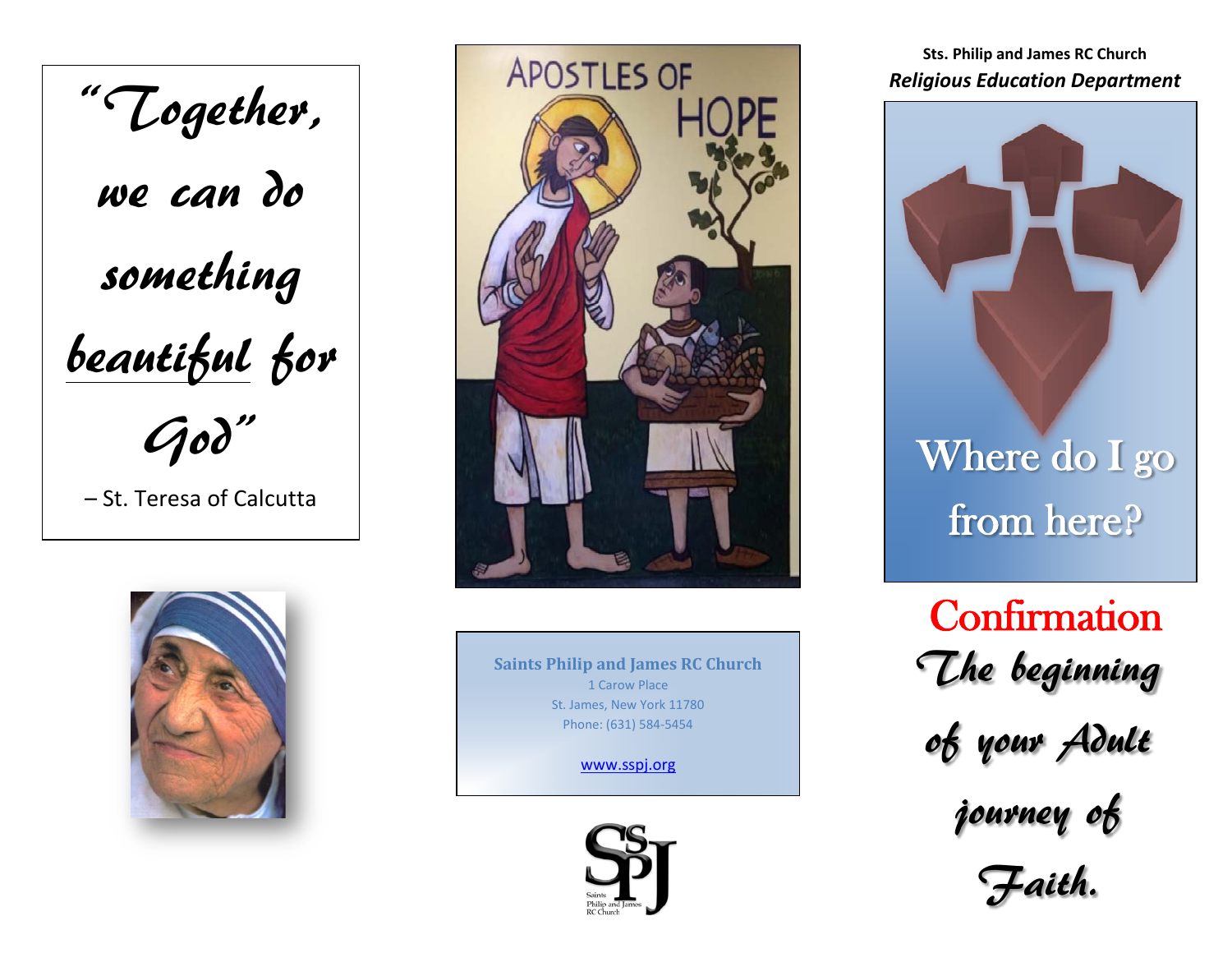*"Together, we can do something beautiful for God"*

– St. Teresa of Calcutta

APOSTLES OF HOPE

**Saints Philip and James RC Church**
1 Carow Place
St. James, New York 11780
Phone: (631) 584-5454

www.sspj.org

Saints Philip and James RC Church

**Sts. Philip and James RC Church**
***Religious Education Department***

# Where do I go from here?

## Confirmation

*The beginning of your Adult journey of Faith.*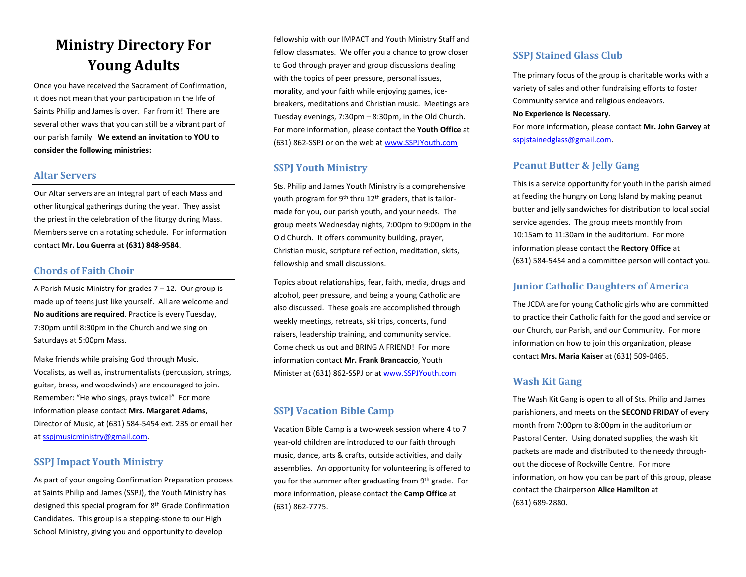# Ministry Directory For Young Adults

Once you have received the Sacrament of Confirmation, it does not mean that your participation in the life of Saints Philip and James is over. Far from it! There are several other ways that you can still be a vibrant part of our parish family. **We extend an invitation to YOU to consider the following ministries:**

## Altar Servers

Our Altar servers are an integral part of each Mass and other liturgical gatherings during the year. They assist the priest in the celebration of the liturgy during Mass. Members serve on a rotating schedule. For information contact **Mr. Lou Guerra** at **(631) 848-9584**.

## Chords of Faith Choir

A Parish Music Ministry for grades 7 – 12. Our group is made up of teens just like yourself. All are welcome and **No auditions are required**. Practice is every Tuesday, 7:30pm until 8:30pm in the Church and we sing on Saturdays at 5:00pm Mass.

Make friends while praising God through Music. Vocalists, as well as, instrumentalists (percussion, strings, guitar, brass, and woodwinds) are encouraged to join. Remember: "He who sings, prays twice!" For more information please contact **Mrs. Margaret Adams**, Director of Music, at (631) 584-5454 ext. 235 or email her at sspjmusicministry@gmail.com.

## SSPJ Impact Youth Ministry

As part of your ongoing Confirmation Preparation process at Saints Philip and James (SSPJ), the Youth Ministry has designed this special program for 8th Grade Confirmation Candidates. This group is a stepping-stone to our High School Ministry, giving you and opportunity to develop fellowship with our IMPACT and Youth Ministry Staff and fellow classmates. We offer you a chance to grow closer to God through prayer and group discussions dealing with the topics of peer pressure, personal issues, morality, and your faith while enjoying games, ice-breakers, meditations and Christian music. Meetings are Tuesday evenings, 7:30pm – 8:30pm, in the Old Church. For more information, please contact the **Youth Office** at (631) 862-SSPJ or on the web at www.SSPJYouth.com

## SSPJ Youth Ministry

Sts. Philip and James Youth Ministry is a comprehensive youth program for 9th thru 12th graders, that is tailor-made for you, our parish youth, and your needs. The group meets Wednesday nights, 7:00pm to 9:00pm in the Old Church. It offers community building, prayer, Christian music, scripture reflection, meditation, skits, fellowship and small discussions.

Topics about relationships, fear, faith, media, drugs and alcohol, peer pressure, and being a young Catholic are also discussed. These goals are accomplished through weekly meetings, retreats, ski trips, concerts, fund raisers, leadership training, and community service. Come check us out and BRING A FRIEND! For more information contact **Mr. Frank Brancaccio**, Youth Minister at (631) 862-SSPJ or at www.SSPJYouth.com

## SSPJ Vacation Bible Camp

Vacation Bible Camp is a two-week session where 4 to 7 year-old children are introduced to our faith through music, dance, arts & crafts, outside activities, and daily assemblies. An opportunity for volunteering is offered to you for the summer after graduating from 9th grade. For more information, please contact the **Camp Office** at (631) 862-7775.

## SSPJ Stained Glass Club

The primary focus of the group is charitable works with a variety of sales and other fundraising efforts to foster Community service and religious endeavors.

**No Experience is Necessary**.

For more information, please contact **Mr. John Garvey** at sspjstainedglass@gmail.com.

## Peanut Butter & Jelly Gang

This is a service opportunity for youth in the parish aimed at feeding the hungry on Long Island by making peanut butter and jelly sandwiches for distribution to local social service agencies. The group meets monthly from 10:15am to 11:30am in the auditorium. For more information please contact the **Rectory Office** at (631) 584-5454 and a committee person will contact you.

## Junior Catholic Daughters of America

The JCDA are for young Catholic girls who are committed to practice their Catholic faith for the good and service or our Church, our Parish, and our Community. For more information on how to join this organization, please contact **Mrs. Maria Kaiser** at (631) 509-0465.

## Wash Kit Gang

The Wash Kit Gang is open to all of Sts. Philip and James parishioners, and meets on the **SECOND FRIDAY** of every month from 7:00pm to 8:00pm in the auditorium or Pastoral Center. Using donated supplies, the wash kit packets are made and distributed to the needy through-out the diocese of Rockville Centre. For more information, on how you can be part of this group, please contact the Chairperson **Alice Hamilton** at (631) 689-2880.